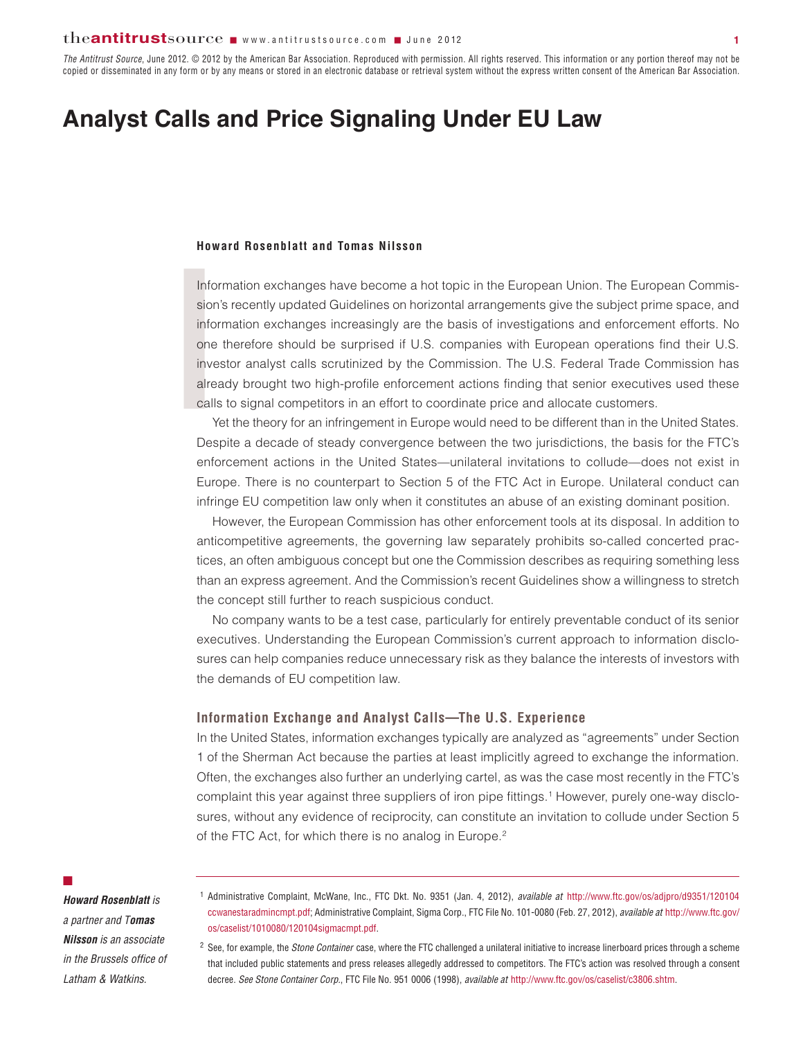*The Antitrust Source*, June 2012. © 2012 by the American Bar Association. Reproduced with permission. All rights reserved. This information or any portion thereof may not be copied or disseminated in any form or by any means or stored in an electronic database or retrieval system without the express written consent of the American Bar Association.

# Analyst Calls and Price Signaling Under EU Law

**Howard Rosenblatt and Tomas Nilsson**

Information exchanges have become a hot topic in the European Union. The European Commission's recently updated Guidelines on horizontal arrangements give the subject prime space, and information exchanges increasingly are the basis of investigations and enforcement efforts. No one therefore should be surprised if U.S. companies with European operations find their U.S. investor analyst calls scrutinized by the Commission. The U.S. Federal Trade Commission has already brought two high-profile enforcement actions finding that senior executives used these calls to signal competitors in an effort to coordinate price and allocate customers.

Yet the theory for an infringement in Europe would need to be different than in the United States. Despite a decade of steady convergence between the two jurisdictions, the basis for the FTC's enforcement actions in the United States—unilateral invitations to collude—does not exist in Europe. There is no counterpart to Section 5 of the FTC Act in Europe. Unilateral conduct can infringe EU competition law only when it constitutes an abuse of an existing dominant position.

However, the European Commission has other enforcement tools at its disposal. In addition to anticompetitive agreements, the governing law separately prohibits so-called concerted practices, an often ambiguous concept but one the Commission describes as requiring something less than an express agreement. And the Commission's recent Guidelines show a willingness to stretch the concept still further to reach suspicious conduct.

No company wants to be a test case, particularly for entirely preventable conduct of its senior executives. Understanding the European Commission's current approach to information disclosures can help companies reduce unnecessary risk as they balance the interests of investors with the demands of EU competition law.

### Information Exchange and Analyst Calls—The U.S. Experience

In the United States, information exchanges typically are analyzed as "agreements" under Section 1 of the Sherman Act because the parties at least implicitly agreed to exchange the information. Often, the exchanges also further an underlying cartel, as was the case most recently in the FTC's complaint this year against three suppliers of iron pipe fittings.[1] However, purely one-way disclosures, without any evidence of reciprocity, can constitute an invitation to collude under Section 5 of the FTC Act, for which there is no analog in Europe.[2]

***Howard Rosenblatt** is a partner and **Tomas Nilsson** is an associate in the Brussels office of Latham & Watkins.*

---

[1] Administrative Complaint, McWane, Inc., FTC Dkt. No. 9351 (Jan. 4, 2012), *available at* http://www.ftc.gov/os/adjpro/d9351/120104ccwanestaradmincmpt.pdf; Administrative Complaint, Sigma Corp., FTC File No. 101-0080 (Feb. 27, 2012), *available at* http://www.ftc.gov/os/caselist/1010080/120104sigmacmpt.pdf.

[2] See, for example, the *Stone Container* case, where the FTC challenged a unilateral initiative to increase linerboard prices through a scheme that included public statements and press releases allegedly addressed to competitors. The FTC's action was resolved through a consent decree. *See Stone Container Corp.*, FTC File No. 951 0006 (1998), *available at* http://www.ftc.gov/os/caselist/c3806.shtm.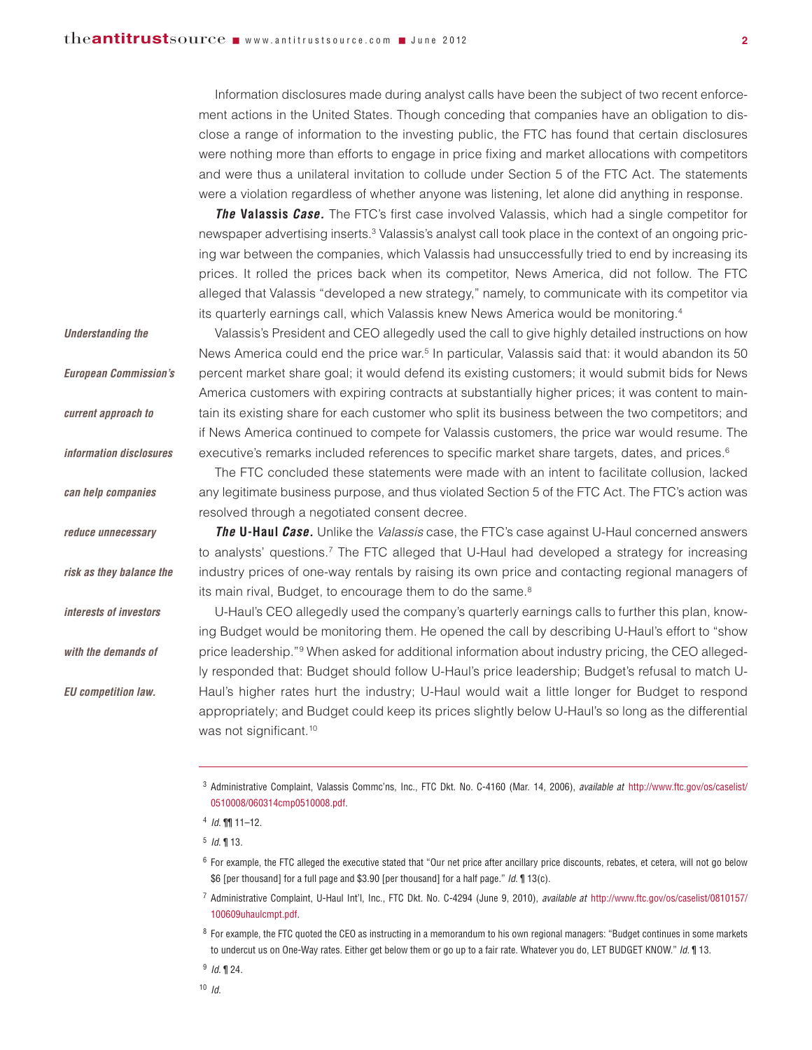Information disclosures made during analyst calls have been the subject of two recent enforcement actions in the United States. Though conceding that companies have an obligation to disclose a range of information to the investing public, the FTC has found that certain disclosures were nothing more than efforts to engage in price fixing and market allocations with competitors and were thus a unilateral invitation to collude under Section 5 of the FTC Act. The statements were a violation regardless of whether anyone was listening, let alone did anything in response.

***The* Valassis *Case.*** The FTC's first case involved Valassis, which had a single competitor for newspaper advertising inserts.[3] Valassis's analyst call took place in the context of an ongoing pricing war between the companies, which Valassis had unsuccessfully tried to end by increasing its prices. It rolled the prices back when its competitor, News America, did not follow. The FTC alleged that Valassis "developed a new strategy," namely, to communicate with its competitor via its quarterly earnings call, which Valassis knew News America would be monitoring.[4]

*Understanding the European Commission's current approach to information disclosures can help companies reduce unnecessary risk as they balance the interests of investors with the demands of EU competition law.*

Valassis's President and CEO allegedly used the call to give highly detailed instructions on how News America could end the price war.[5] In particular, Valassis said that: it would abandon its 50 percent market share goal; it would defend its existing customers; it would submit bids for News America customers with expiring contracts at substantially higher prices; it was content to maintain its existing share for each customer who split its business between the two competitors; and if News America continued to compete for Valassis customers, the price war would resume. The executive's remarks included references to specific market share targets, dates, and prices.[6]

The FTC concluded these statements were made with an intent to facilitate collusion, lacked any legitimate business purpose, and thus violated Section 5 of the FTC Act. The FTC's action was resolved through a negotiated consent decree.

***The* U-Haul *Case.*** Unlike the *Valassis* case, the FTC's case against U-Haul concerned answers to analysts' questions.[7] The FTC alleged that U-Haul had developed a strategy for increasing industry prices of one-way rentals by raising its own price and contacting regional managers of its main rival, Budget, to encourage them to do the same.[8]

U-Haul's CEO allegedly used the company's quarterly earnings calls to further this plan, knowing Budget would be monitoring them. He opened the call by describing U-Haul's effort to "show price leadership."[9] When asked for additional information about industry pricing, the CEO allegedly responded that: Budget should follow U-Haul's price leadership; Budget's refusal to match U-Haul's higher rates hurt the industry; U-Haul would wait a little longer for Budget to respond appropriately; and Budget could keep its prices slightly below U-Haul's so long as the differential was not significant.[10]

---

[3] Administrative Complaint, Valassis Commc'ns, Inc., FTC Dkt. No. C-4160 (Mar. 14, 2006), *available at* http://www.ftc.gov/os/caselist/0510008/060314cmp0510008.pdf.

[4] *Id.* ¶¶ 11–12.

[5] *Id.* ¶ 13.

[6] For example, the FTC alleged the executive stated that "Our net price after ancillary price discounts, rebates, et cetera, will not go below $6 [per thousand] for a full page and $3.90 [per thousand] for a half page." *Id.* ¶ 13(c).

[7] Administrative Complaint, U-Haul Int'l, Inc., FTC Dkt. No. C-4294 (June 9, 2010), *available at* http://www.ftc.gov/os/caselist/0810157/100609uhaulcmpt.pdf.

[8] For example, the FTC quoted the CEO as instructing in a memorandum to his own regional managers: "Budget continues in some markets to undercut us on One-Way rates. Either get below them or go up to a fair rate. Whatever you do, LET BUDGET KNOW." *Id.* ¶ 13.

[9] *Id.* ¶ 24.

[10] *Id.*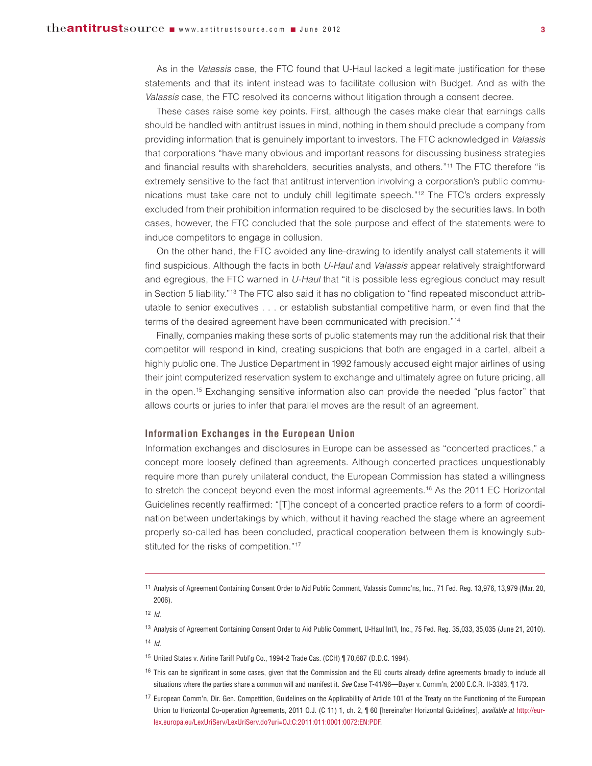As in the *Valassis* case, the FTC found that U-Haul lacked a legitimate justification for these statements and that its intent instead was to facilitate collusion with Budget. And as with the *Valassis* case, the FTC resolved its concerns without litigation through a consent decree.

These cases raise some key points. First, although the cases make clear that earnings calls should be handled with antitrust issues in mind, nothing in them should preclude a company from providing information that is genuinely important to investors. The FTC acknowledged in *Valassis* that corporations "have many obvious and important reasons for discussing business strategies and financial results with shareholders, securities analysts, and others."[11] The FTC therefore "is extremely sensitive to the fact that antitrust intervention involving a corporation's public communications must take care not to unduly chill legitimate speech."[12] The FTC's orders expressly excluded from their prohibition information required to be disclosed by the securities laws. In both cases, however, the FTC concluded that the sole purpose and effect of the statements were to induce competitors to engage in collusion.

On the other hand, the FTC avoided any line-drawing to identify analyst call statements it will find suspicious. Although the facts in both *U-Haul* and *Valassis* appear relatively straightforward and egregious, the FTC warned in *U-Haul* that "it is possible less egregious conduct may result in Section 5 liability."[13] The FTC also said it has no obligation to "find repeated misconduct attributable to senior executives . . . or establish substantial competitive harm, or even find that the terms of the desired agreement have been communicated with precision."[14]

Finally, companies making these sorts of public statements may run the additional risk that their competitor will respond in kind, creating suspicions that both are engaged in a cartel, albeit a highly public one. The Justice Department in 1992 famously accused eight major airlines of using their joint computerized reservation system to exchange and ultimately agree on future pricing, all in the open.[15] Exchanging sensitive information also can provide the needed "plus factor" that allows courts or juries to infer that parallel moves are the result of an agreement.

## Information Exchanges in the European Union

Information exchanges and disclosures in Europe can be assessed as "concerted practices," a concept more loosely defined than agreements. Although concerted practices unquestionably require more than purely unilateral conduct, the European Commission has stated a willingness to stretch the concept beyond even the most informal agreements.[16] As the 2011 EC Horizontal Guidelines recently reaffirmed: "[T]he concept of a concerted practice refers to a form of coordination between undertakings by which, without it having reached the stage where an agreement properly so-called has been concluded, practical cooperation between them is knowingly substituted for the risks of competition."[17]

---

[11] Analysis of Agreement Containing Consent Order to Aid Public Comment, Valassis Commc'ns, Inc., 71 Fed. Reg. 13,976, 13,979 (Mar. 20, 2006).

[12] *Id.*

[13] Analysis of Agreement Containing Consent Order to Aid Public Comment, U-Haul Int'l, Inc., 75 Fed. Reg. 35,033, 35,035 (June 21, 2010).

[14] *Id.*

[15] United States v. Airline Tariff Publ'g Co., 1994-2 Trade Cas. (CCH) ¶ 70,687 (D.D.C. 1994).

[16] This can be significant in some cases, given that the Commission and the EU courts already define agreements broadly to include all situations where the parties share a common will and manifest it. *See* Case T-41/96—Bayer v. Comm'n, 2000 E.C.R. II-3383, ¶ 173.

[17] European Comm'n, Dir. Gen. Competition, Guidelines on the Applicability of Article 101 of the Treaty on the Functioning of the European Union to Horizontal Co-operation Agreements, 2011 O.J. (C 11) 1, ch. 2, ¶ 60 [hereinafter Horizontal Guidelines], *available at* http://eur-lex.europa.eu/LexUriServ/LexUriServ.do?uri=OJ:C:2011:011:0001:0072:EN:PDF.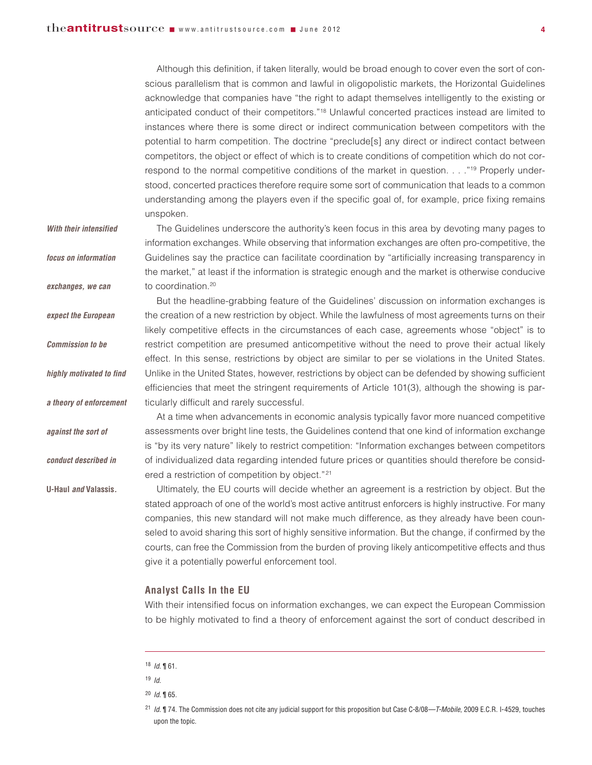Although this definition, if taken literally, would be broad enough to cover even the sort of conscious parallelism that is common and lawful in oligopolistic markets, the Horizontal Guidelines acknowledge that companies have "the right to adapt themselves intelligently to the existing or anticipated conduct of their competitors."[18] Unlawful concerted practices instead are limited to instances where there is some direct or indirect communication between competitors with the potential to harm competition. The doctrine "preclude[s] any direct or indirect contact between competitors, the object or effect of which is to create conditions of competition which do not correspond to the normal competitive conditions of the market in question. . . ."[19] Properly understood, concerted practices therefore require some sort of communication that leads to a common understanding among the players even if the specific goal of, for example, price fixing remains unspoken.

*With their intensified focus on information exchanges, we can expect the European Commission to be highly motivated to find a theory of enforcement against the sort of conduct described in* **U-Haul** *and* **Valassis.**

The Guidelines underscore the authority's keen focus in this area by devoting many pages to information exchanges. While observing that information exchanges are often pro-competitive, the Guidelines say the practice can facilitate coordination by "artificially increasing transparency in the market," at least if the information is strategic enough and the market is otherwise conducive to coordination.[20]

But the headline-grabbing feature of the Guidelines' discussion on information exchanges is the creation of a new restriction by object. While the lawfulness of most agreements turns on their likely competitive effects in the circumstances of each case, agreements whose "object" is to restrict competition are presumed anticompetitive without the need to prove their actual likely effect. In this sense, restrictions by object are similar to per se violations in the United States. Unlike in the United States, however, restrictions by object can be defended by showing sufficient efficiencies that meet the stringent requirements of Article 101(3), although the showing is particularly difficult and rarely successful.

At a time when advancements in economic analysis typically favor more nuanced competitive assessments over bright line tests, the Guidelines contend that one kind of information exchange is "by its very nature" likely to restrict competition: "Information exchanges between competitors of individualized data regarding intended future prices or quantities should therefore be considered a restriction of competition by object."[21]

Ultimately, the EU courts will decide whether an agreement is a restriction by object. But the stated approach of one of the world's most active antitrust enforcers is highly instructive. For many companies, this new standard will not make much difference, as they already have been counseled to avoid sharing this sort of highly sensitive information. But the change, if confirmed by the courts, can free the Commission from the burden of proving likely anticompetitive effects and thus give it a potentially powerful enforcement tool.

### Analyst Calls In the EU

With their intensified focus on information exchanges, we can expect the European Commission to be highly motivated to find a theory of enforcement against the sort of conduct described in

---

[18] *Id.* ¶ 61.

[19] *Id.*

[20] *Id.* ¶ 65.

[21] *Id.* ¶ 74. The Commission does not cite any judicial support for this proposition but Case C-8/08—*T-Mobile*, 2009 E.C.R. I-4529, touches upon the topic.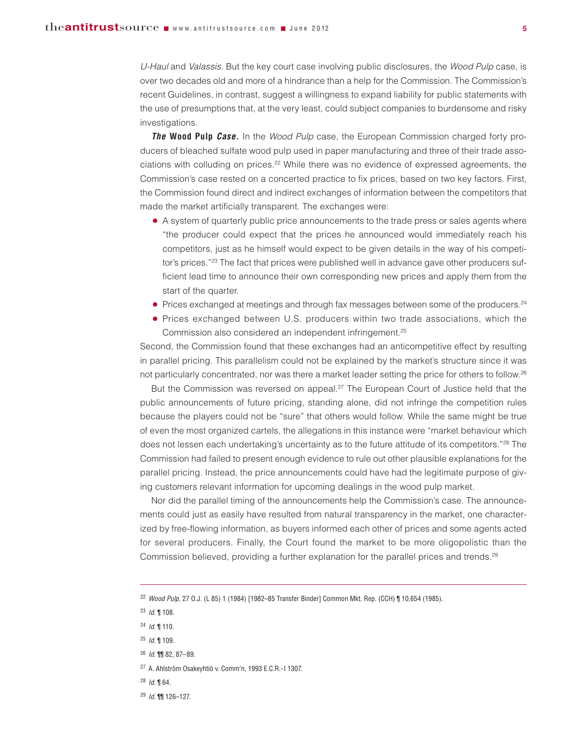*U-Haul* and *Valassis*. But the key court case involving public disclosures, the *Wood Pulp* case, is over two decades old and more of a hindrance than a help for the Commission. The Commission's recent Guidelines, in contrast, suggest a willingness to expand liability for public statements with the use of presumptions that, at the very least, could subject companies to burdensome and risky investigations.

***The* Wood Pulp *Case.*** In the *Wood Pulp* case, the European Commission charged forty producers of bleached sulfate wood pulp used in paper manufacturing and three of their trade associations with colluding on prices.[22] While there was no evidence of expressed agreements, the Commission's case rested on a concerted practice to fix prices, based on two key factors. First, the Commission found direct and indirect exchanges of information between the competitors that made the market artificially transparent. The exchanges were:

- A system of quarterly public price announcements to the trade press or sales agents where "the producer could expect that the prices he announced would immediately reach his competitors, just as he himself would expect to be given details in the way of his competitor's prices."[23] The fact that prices were published well in advance gave other producers sufficient lead time to announce their own corresponding new prices and apply them from the start of the quarter.
- Prices exchanged at meetings and through fax messages between some of the producers.[24]
- Prices exchanged between U.S. producers within two trade associations, which the Commission also considered an independent infringement.[25]

Second, the Commission found that these exchanges had an anticompetitive effect by resulting in parallel pricing. This parallelism could not be explained by the market's structure since it was not particularly concentrated, nor was there a market leader setting the price for others to follow.[26]

But the Commission was reversed on appeal.[27] The European Court of Justice held that the public announcements of future pricing, standing alone, did not infringe the competition rules because the players could not be "sure" that others would follow. While the same might be true of even the most organized cartels, the allegations in this instance were "market behaviour which does not lessen each undertaking's uncertainty as to the future attitude of its competitors."[28] The Commission had failed to present enough evidence to rule out other plausible explanations for the parallel pricing. Instead, the price announcements could have had the legitimate purpose of giving customers relevant information for upcoming dealings in the wood pulp market.

Nor did the parallel timing of the announcements help the Commission's case. The announcements could just as easily have resulted from natural transparency in the market, one characterized by free-flowing information, as buyers informed each other of prices and some agents acted for several producers. Finally, the Court found the market to be more oligopolistic than the Commission believed, providing a further explanation for the parallel prices and trends.[29]

---

[22] *Wood Pulp*, 27 O.J. (L 85) 1 (1984) [1982–85 Transfer Binder] Common Mkt. Rep. (CCH) ¶ 10,654 (1985).

[23] *Id.* ¶ 108.

[24] *Id.* ¶ 110.

[25] *Id.* ¶ 109.

[26] *Id.* ¶¶ 82, 87–89.

[27] A. Ahlström Osakeyhtiö v. Comm'n, 1993 E.C.R.-I 1307.

[28] *Id.* ¶ 64.

[29] *Id.* ¶¶ 126–127.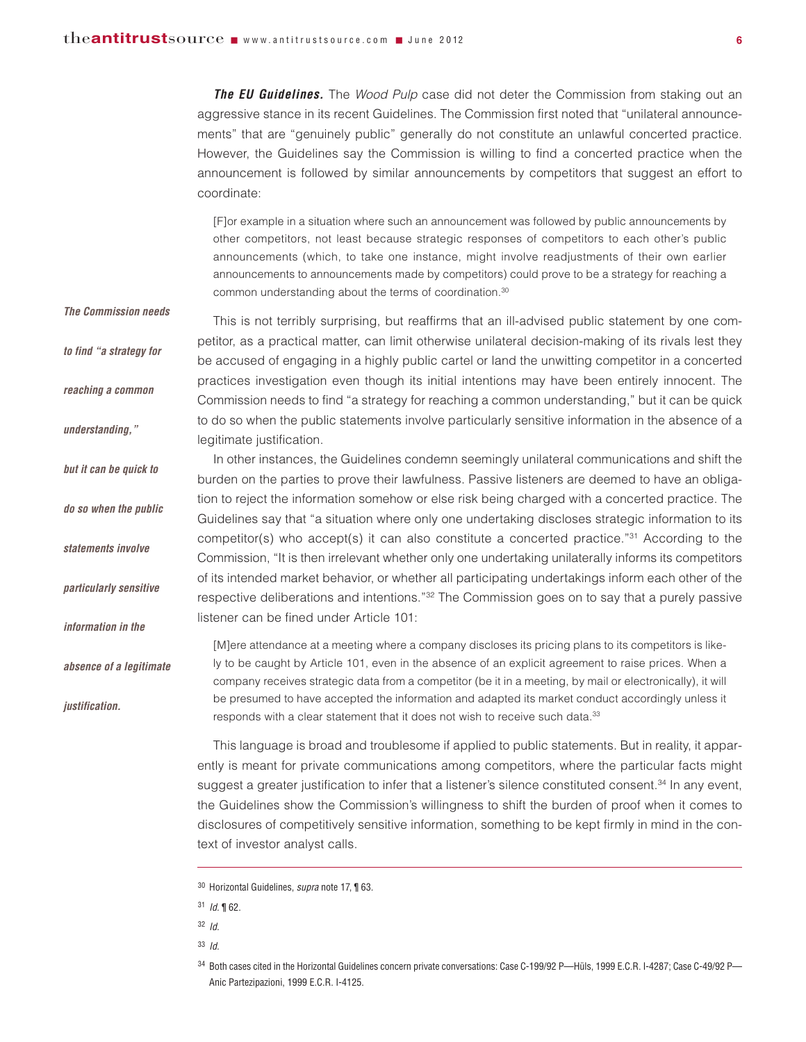***The EU Guidelines.*** The *Wood Pulp* case did not deter the Commission from staking out an aggressive stance in its recent Guidelines. The Commission first noted that "unilateral announcements" that are "genuinely public" generally do not constitute an unlawful concerted practice. However, the Guidelines say the Commission is willing to find a concerted practice when the announcement is followed by similar announcements by competitors that suggest an effort to coordinate:

> [F]or example in a situation where such an announcement was followed by public announcements by other competitors, not least because strategic responses of competitors to each other's public announcements (which, to take one instance, might involve readjustments of their own earlier announcements to announcements made by competitors) could prove to be a strategy for reaching a common understanding about the terms of coordination.[30]

This is not terribly surprising, but reaffirms that an ill-advised public statement by one competitor, as a practical matter, can limit otherwise unilateral decision-making of its rivals lest they be accused of engaging in a highly public cartel or land the unwitting competitor in a concerted practices investigation even though its initial intentions may have been entirely innocent. The Commission needs to find "a strategy for reaching a common understanding," but it can be quick to do so when the public statements involve particularly sensitive information in the absence of a legitimate justification.

***The Commission needs to find "a strategy for reaching a common understanding," but it can be quick to do so when the public statements involve particularly sensitive information in the absence of a legitimate justification.***

In other instances, the Guidelines condemn seemingly unilateral communications and shift the burden on the parties to prove their lawfulness. Passive listeners are deemed to have an obligation to reject the information somehow or else risk being charged with a concerted practice. The Guidelines say that "a situation where only one undertaking discloses strategic information to its competitor(s) who accept(s) it can also constitute a concerted practice."[31] According to the Commission, "It is then irrelevant whether only one undertaking unilaterally informs its competitors of its intended market behavior, or whether all participating undertakings inform each other of the respective deliberations and intentions."[32] The Commission goes on to say that a purely passive listener can be fined under Article 101:

> [M]ere attendance at a meeting where a company discloses its pricing plans to its competitors is likely to be caught by Article 101, even in the absence of an explicit agreement to raise prices. When a company receives strategic data from a competitor (be it in a meeting, by mail or electronically), it will be presumed to have accepted the information and adapted its market conduct accordingly unless it responds with a clear statement that it does not wish to receive such data.[33]

This language is broad and troublesome if applied to public statements. But in reality, it apparently is meant for private communications among competitors, where the particular facts might suggest a greater justification to infer that a listener's silence constituted consent.[34] In any event, the Guidelines show the Commission's willingness to shift the burden of proof when it comes to disclosures of competitively sensitive information, something to be kept firmly in mind in the context of investor analyst calls.

---

[30] Horizontal Guidelines, *supra* note 17, ¶ 63.

[31] *Id.* ¶ 62.

[32] *Id.*

[33] *Id.*

[34] Both cases cited in the Horizontal Guidelines concern private conversations: Case C-199/92 P—Hüls, 1999 E.C.R. I-4287; Case C-49/92 P—Anic Partezipazioni, 1999 E.C.R. I-4125.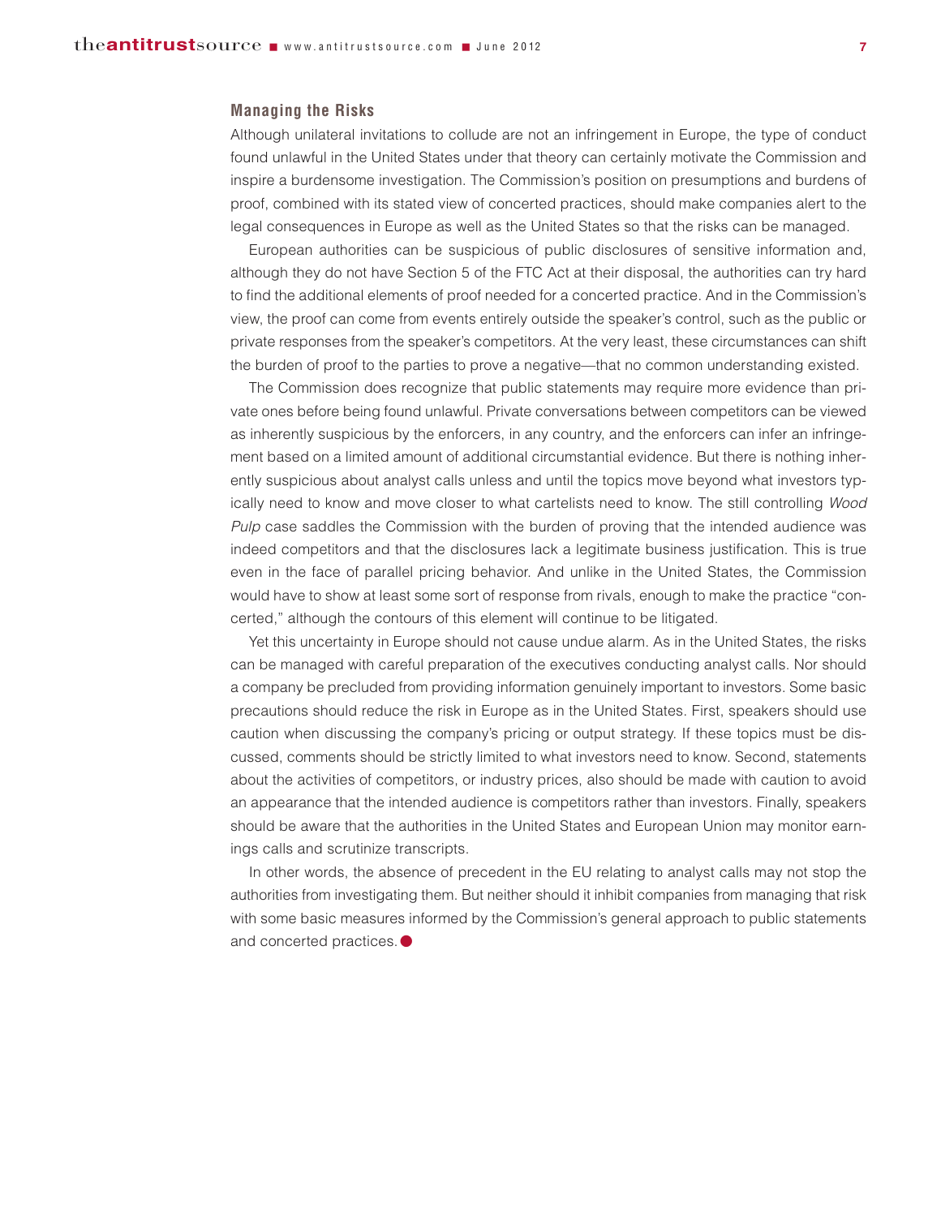### Managing the Risks

Although unilateral invitations to collude are not an infringement in Europe, the type of conduct found unlawful in the United States under that theory can certainly motivate the Commission and inspire a burdensome investigation. The Commission's position on presumptions and burdens of proof, combined with its stated view of concerted practices, should make companies alert to the legal consequences in Europe as well as the United States so that the risks can be managed.

European authorities can be suspicious of public disclosures of sensitive information and, although they do not have Section 5 of the FTC Act at their disposal, the authorities can try hard to find the additional elements of proof needed for a concerted practice. And in the Commission's view, the proof can come from events entirely outside the speaker's control, such as the public or private responses from the speaker's competitors. At the very least, these circumstances can shift the burden of proof to the parties to prove a negative—that no common understanding existed.

The Commission does recognize that public statements may require more evidence than private ones before being found unlawful. Private conversations between competitors can be viewed as inherently suspicious by the enforcers, in any country, and the enforcers can infer an infringement based on a limited amount of additional circumstantial evidence. But there is nothing inherently suspicious about analyst calls unless and until the topics move beyond what investors typically need to know and move closer to what cartelists need to know. The still controlling *Wood Pulp* case saddles the Commission with the burden of proving that the intended audience was indeed competitors and that the disclosures lack a legitimate business justification. This is true even in the face of parallel pricing behavior. And unlike in the United States, the Commission would have to show at least some sort of response from rivals, enough to make the practice "concerted," although the contours of this element will continue to be litigated.

Yet this uncertainty in Europe should not cause undue alarm. As in the United States, the risks can be managed with careful preparation of the executives conducting analyst calls. Nor should a company be precluded from providing information genuinely important to investors. Some basic precautions should reduce the risk in Europe as in the United States. First, speakers should use caution when discussing the company's pricing or output strategy. If these topics must be discussed, comments should be strictly limited to what investors need to know. Second, statements about the activities of competitors, or industry prices, also should be made with caution to avoid an appearance that the intended audience is competitors rather than investors. Finally, speakers should be aware that the authorities in the United States and European Union may monitor earnings calls and scrutinize transcripts.

In other words, the absence of precedent in the EU relating to analyst calls may not stop the authorities from investigating them. But neither should it inhibit companies from managing that risk with some basic measures informed by the Commission's general approach to public statements and concerted practices. ●